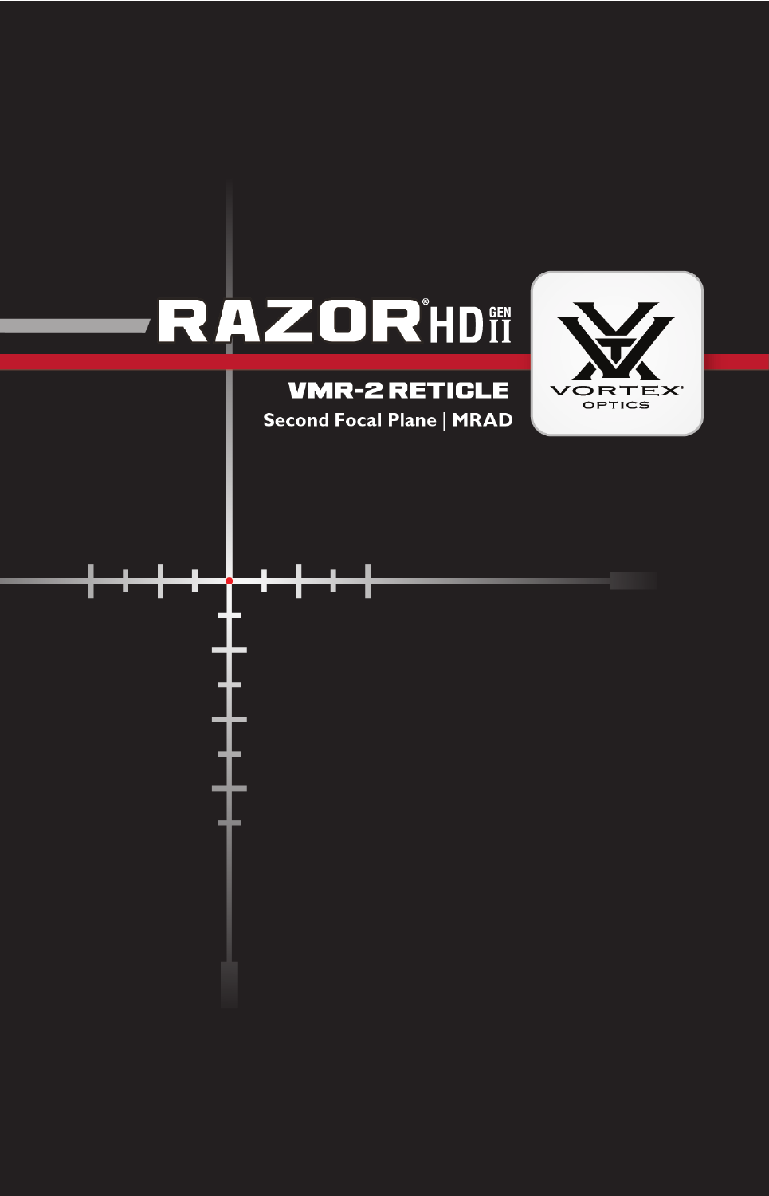# RAZOR® HD GEN II

## VMR-2 RETICLE

**Second Focal Plane | MRAD**

VORTEX® OPTICS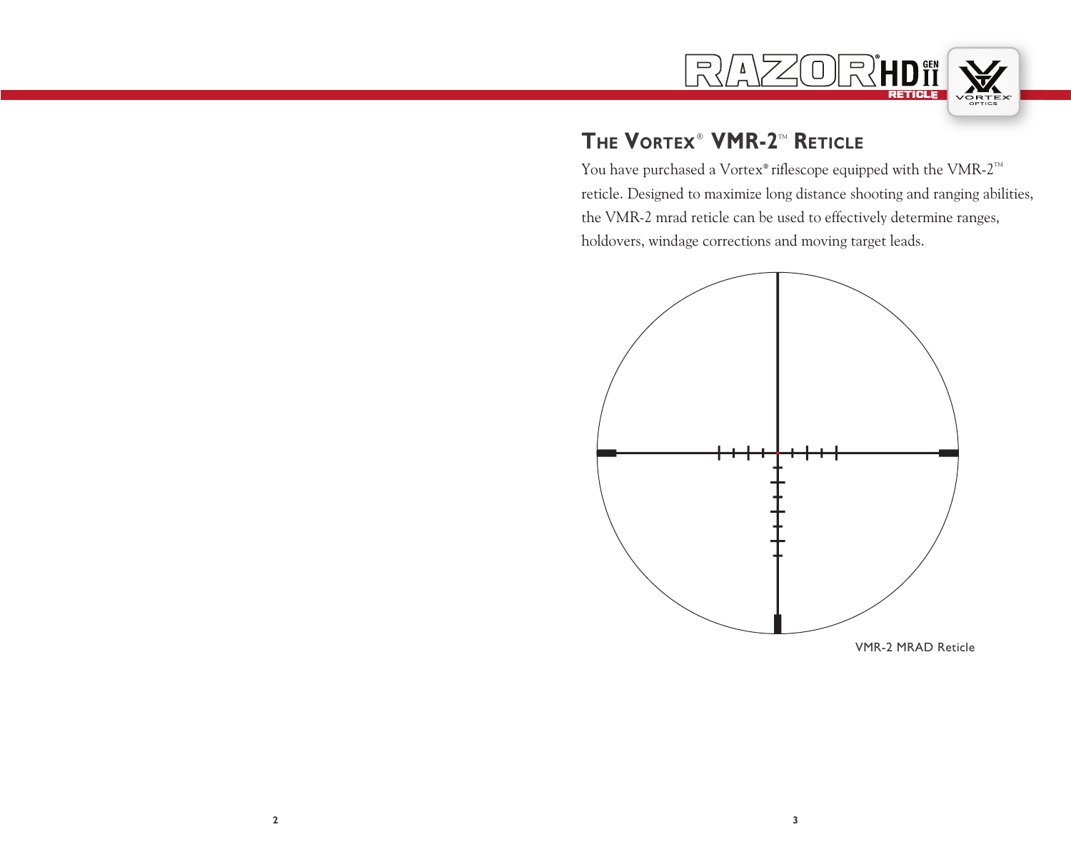## The Vortex® VMR-2™ Reticle

You have purchased a Vortex® riflescope equipped with the VMR-2™ reticle. Designed to maximize long distance shooting and ranging abilities, the VMR-2 mrad reticle can be used to effectively determine ranges, holdovers, windage corrections and moving target leads.

VMR-2 MRAD Reticle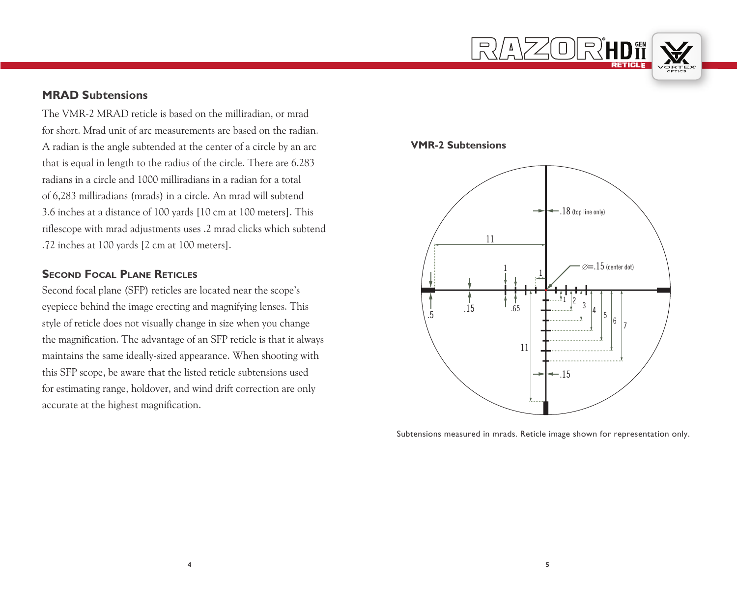## MRAD Subtensions

The VMR-2 MRAD reticle is based on the milliradian, or mrad for short. Mrad unit of arc measurements are based on the radian. A radian is the angle subtended at the center of a circle by an arc that is equal in length to the radius of the circle. There are 6.283 radians in a circle and 1000 milliradians in a radian for a total of 6,283 milliradians (mrads) in a circle. An mrad will subtend 3.6 inches at a distance of 100 yards [10 cm at 100 meters]. This riflescope with mrad adjustments uses .2 mrad clicks which subtend .72 inches at 100 yards [2 cm at 100 meters].

### Second Focal Plane Reticles

Second focal plane (SFP) reticles are located near the scope's eyepiece behind the image erecting and magnifying lenses. This style of reticle does not visually change in size when you change the magnification. The advantage of an SFP reticle is that it always maintains the same ideally-sized appearance. When shooting with this SFP scope, be aware that the listed reticle subtensions used for estimating range, holdover, and wind drift correction are only accurate at the highest magnification.

### VMR-2 Subtensions

.18 (top line only)

11

∅=.15 (center dot)

1 1

.5 .15 .65

1 2 3 4 5 6 7

11

.15

Subtensions measured in mrads. Reticle image shown for representation only.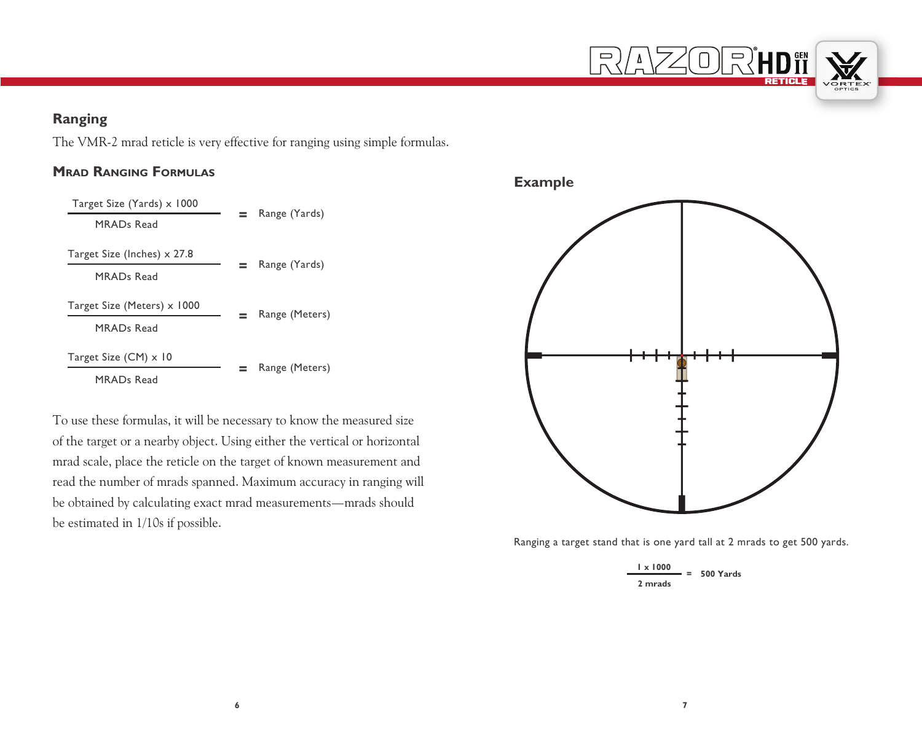## Ranging

The VMR-2 mrad reticle is very effective for ranging using simple formulas.

### Mrad Ranging Formulas

$$\frac{\text{Target Size (Yards)} \times 1000}{\text{MRADs Read}} = \text{Range (Yards)}$$

$$\frac{\text{Target Size (Inches)} \times 27.8}{\text{MRADs Read}} = \text{Range (Yards)}$$

$$\frac{\text{Target Size (Meters)} \times 1000}{\text{MRADs Read}} = \text{Range (Meters)}$$

$$\frac{\text{Target Size (CM)} \times 10}{\text{MRADs Read}} = \text{Range (Meters)}$$

To use these formulas, it will be necessary to know the measured size of the target or a nearby object. Using either the vertical or horizontal mrad scale, place the reticle on the target of known measurement and read the number of mrads spanned. Maximum accuracy in ranging will be obtained by calculating exact mrad measurements—mrads should be estimated in 1/10s if possible.

## Example

Ranging a target stand that is one yard tall at 2 mrads to get 500 yards.

$$\frac{1 \times 1000}{2 \text{ mrads}} = 500 \text{ Yards}$$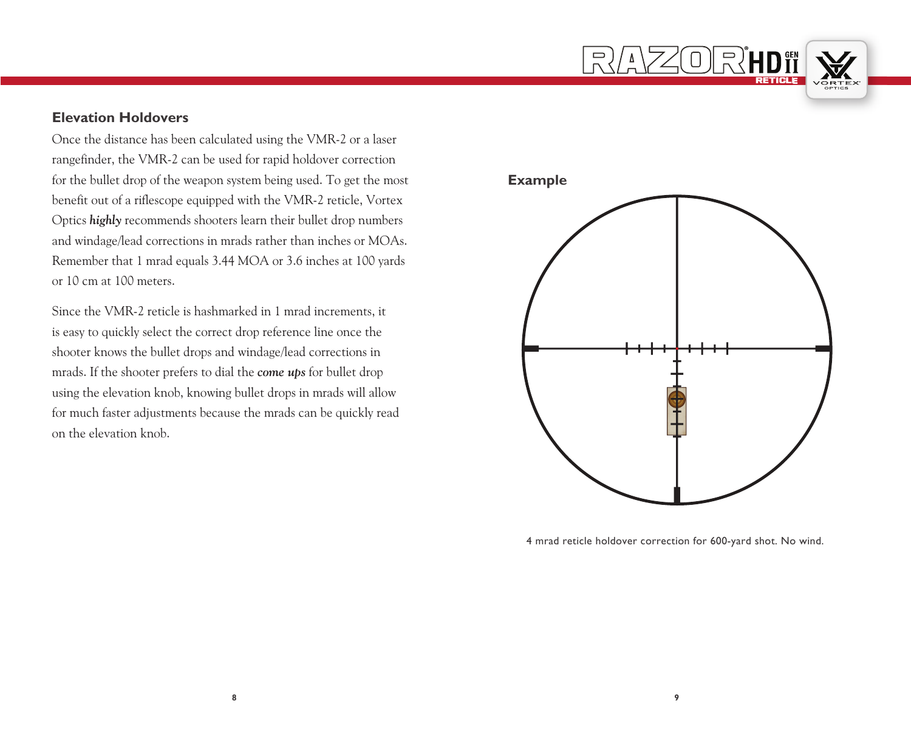## Elevation Holdovers

Once the distance has been calculated using the VMR-2 or a laser rangefinder, the VMR-2 can be used for rapid holdover correction for the bullet drop of the weapon system being used. To get the most benefit out of a riflescope equipped with the VMR-2 reticle, Vortex Optics ***highly*** recommends shooters learn their bullet drop numbers and windage/lead corrections in mrads rather than inches or MOAs. Remember that 1 mrad equals 3.44 MOA or 3.6 inches at 100 yards or 10 cm at 100 meters.

Since the VMR-2 reticle is hashmarked in 1 mrad increments, it is easy to quickly select the correct drop reference line once the shooter knows the bullet drops and windage/lead corrections in mrads. If the shooter prefers to dial the ***come ups*** for bullet drop using the elevation knob, knowing bullet drops in mrads will allow for much faster adjustments because the mrads can be quickly read on the elevation knob.

### Example

4 mrad reticle holdover correction for 600-yard shot. No wind.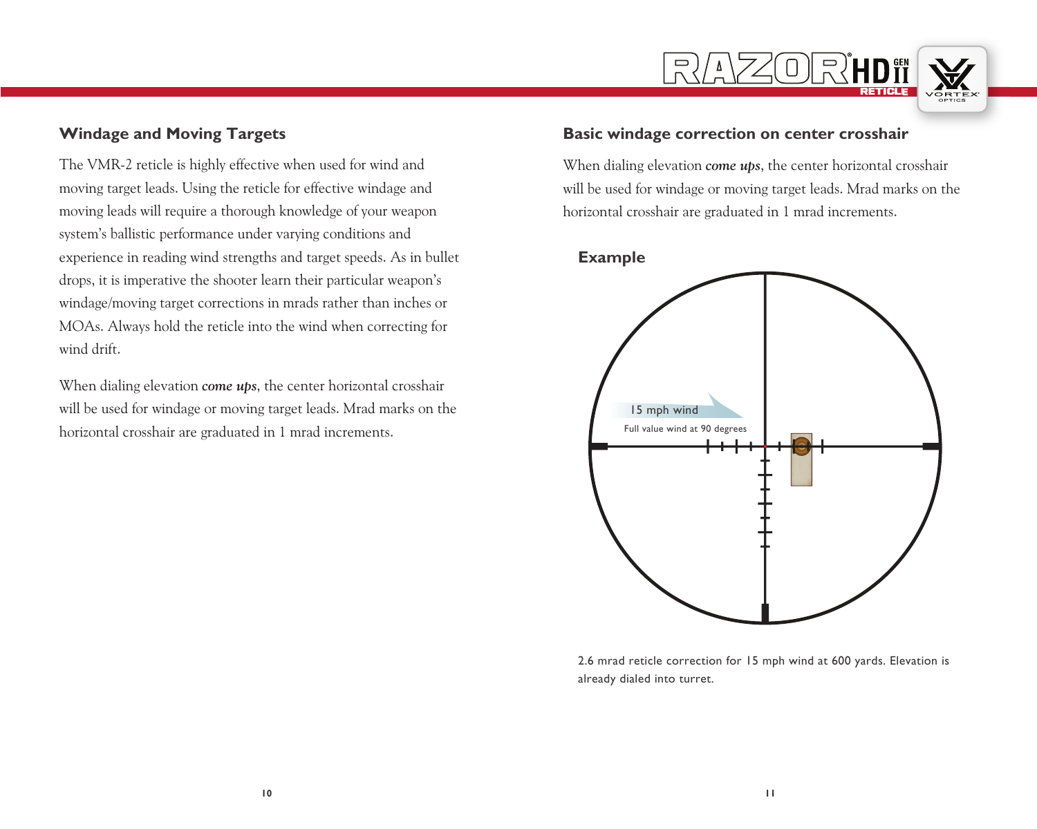## Windage and Moving Targets

The VMR-2 reticle is highly effective when used for wind and moving target leads. Using the reticle for effective windage and moving leads will require a thorough knowledge of your weapon system's ballistic performance under varying conditions and experience in reading wind strengths and target speeds. As in bullet drops, it is imperative the shooter learn their particular weapon's windage/moving target corrections in mrads rather than inches or MOAs. Always hold the reticle into the wind when correcting for wind drift.

When dialing elevation ***come ups***, the center horizontal crosshair will be used for windage or moving target leads. Mrad marks on the horizontal crosshair are graduated in 1 mrad increments.

## Basic windage correction on center crosshair

When dialing elevation ***come ups***, the center horizontal crosshair will be used for windage or moving target leads. Mrad marks on the horizontal crosshair are graduated in 1 mrad increments.

### Example

15 mph wind

Full value wind at 90 degrees

2.6 mrad reticle correction for 15 mph wind at 600 yards. Elevation is already dialed into turret.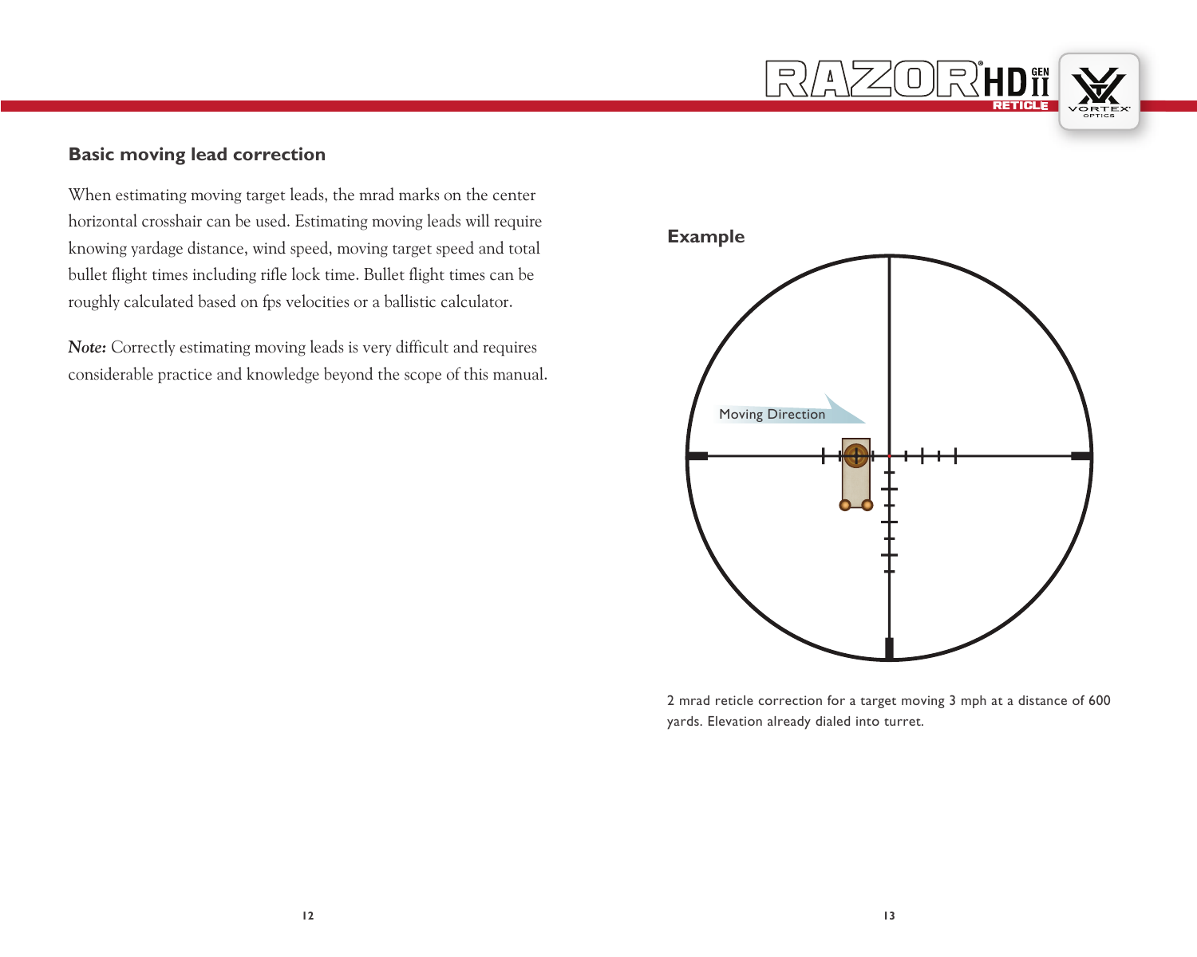## Basic moving lead correction

When estimating moving target leads, the mrad marks on the center horizontal crosshair can be used. Estimating moving leads will require knowing yardage distance, wind speed, moving target speed and total bullet flight times including rifle lock time. Bullet flight times can be roughly calculated based on fps velocities or a ballistic calculator.

***Note:*** Correctly estimating moving leads is very difficult and requires considerable practice and knowledge beyond the scope of this manual.

## Example

Moving Direction

2 mrad reticle correction for a target moving 3 mph at a distance of 600 yards. Elevation already dialed into turret.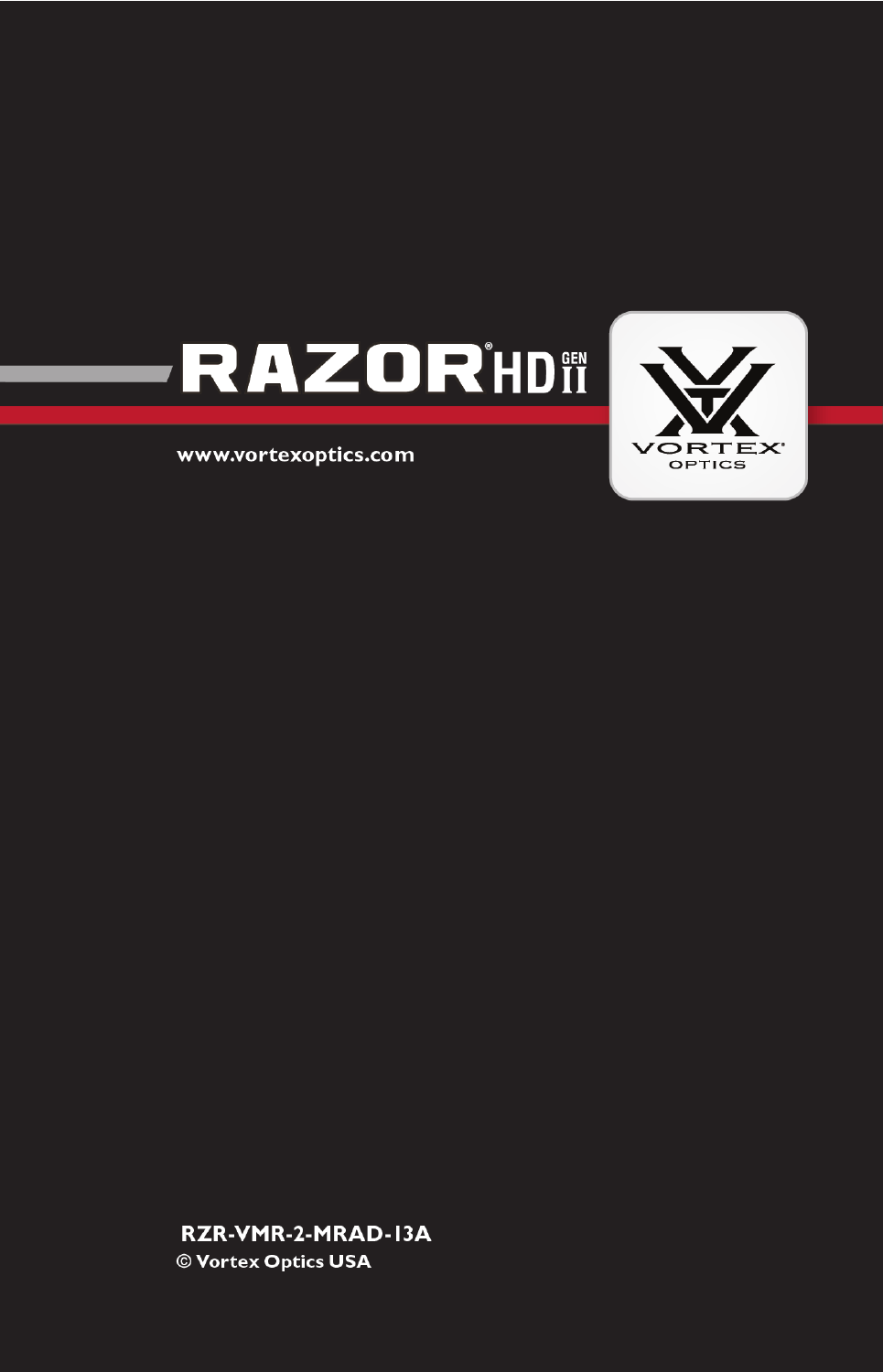RAZOR® HD GEN II

www.vortexoptics.com

VORTEX® OPTICS

RZR-VMR-2-MRAD-13A

© Vortex Optics USA